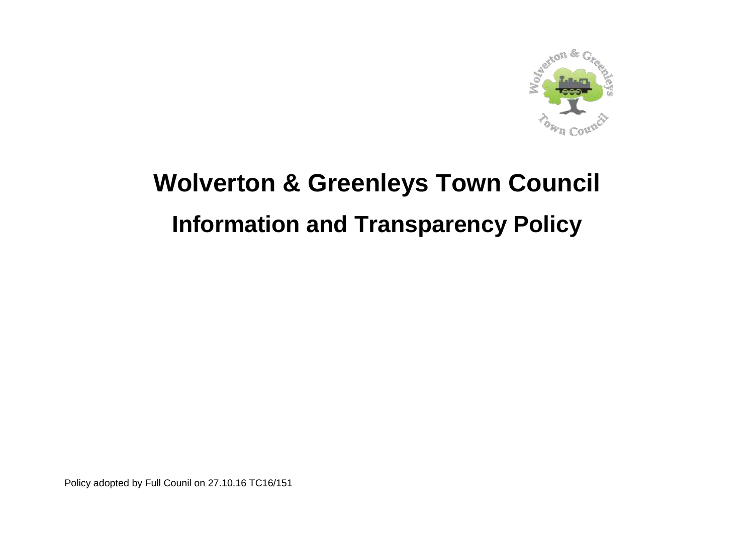# Wolverton & Greenleys Town Council

## Information and Transparency Policy

Policy adopted by Full Counil on 27.10.16 TC16/151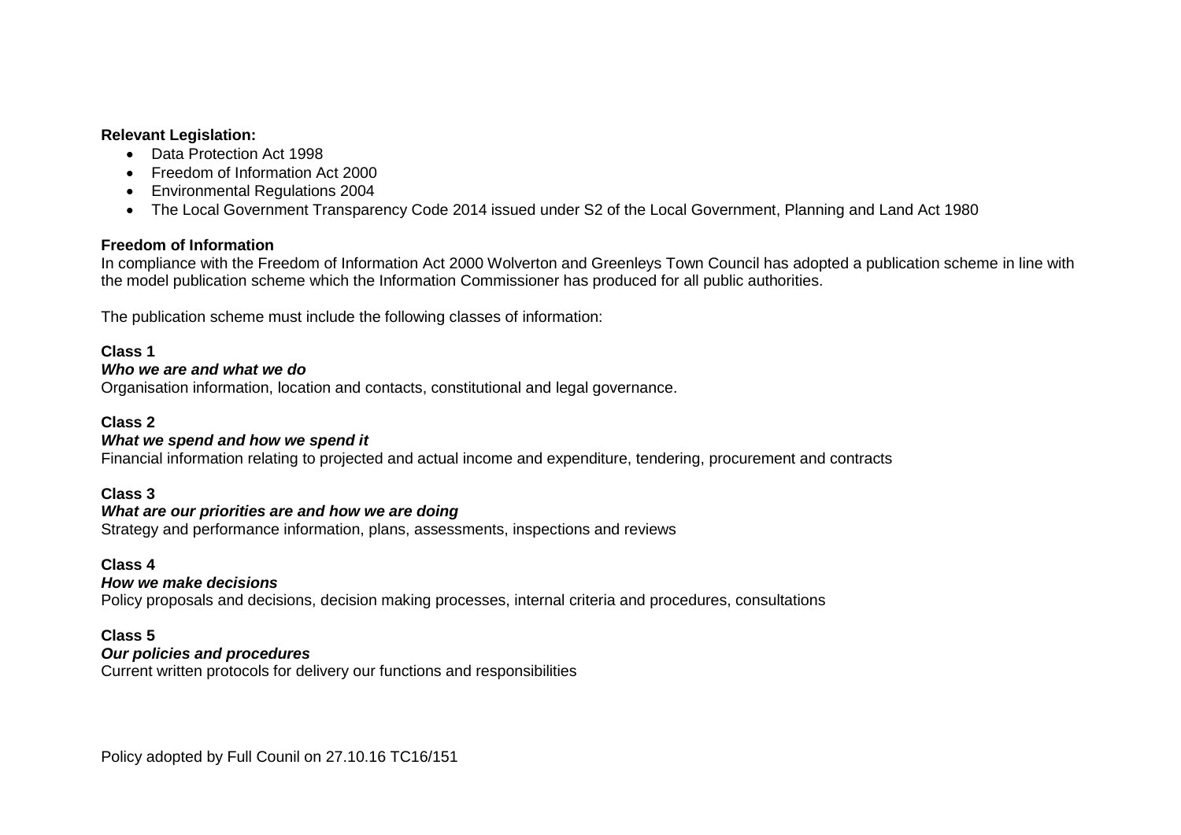**Relevant Legislation:**

- Data Protection Act 1998
- Freedom of Information Act 2000
- Environmental Regulations 2004
- The Local Government Transparency Code 2014 issued under S2 of the Local Government, Planning and Land Act 1980

**Freedom of Information**

In compliance with the Freedom of Information Act 2000 Wolverton and Greenleys Town Council has adopted a publication scheme in line with the model publication scheme which the Information Commissioner has produced for all public authorities.

The publication scheme must include the following classes of information:

**Class 1**

***Who we are and what we do***

Organisation information, location and contacts, constitutional and legal governance.

**Class 2**

***What we spend and how we spend it***

Financial information relating to projected and actual income and expenditure, tendering, procurement and contracts

**Class 3**

***What are our priorities are and how we are doing***

Strategy and performance information, plans, assessments, inspections and reviews

**Class 4**

***How we make decisions***

Policy proposals and decisions, decision making processes, internal criteria and procedures, consultations

**Class 5**

***Our policies and procedures***

Current written protocols for delivery our functions and responsibilities

Policy adopted by Full Counil on 27.10.16 TC16/151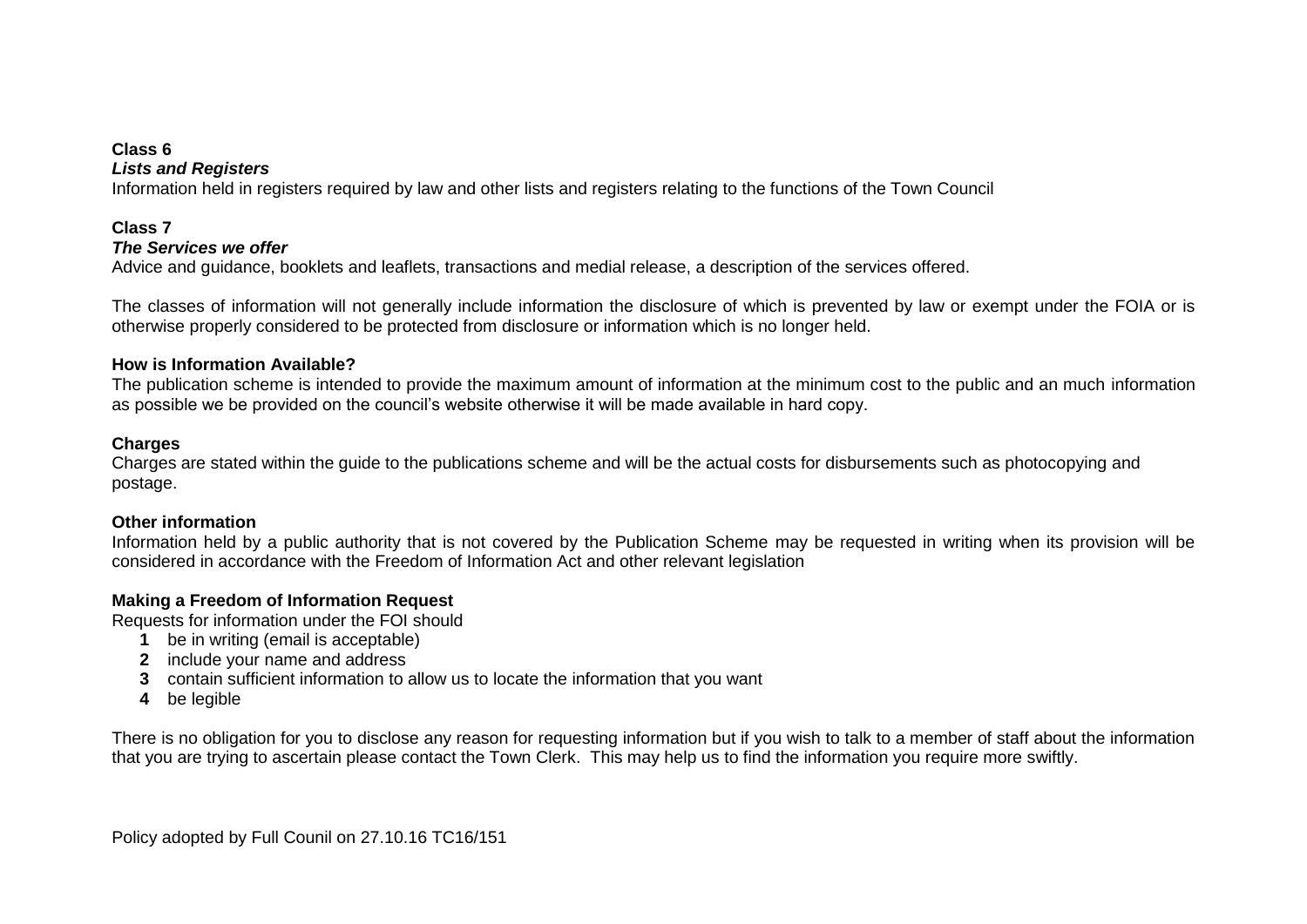**Class 6**
***Lists and Registers***
Information held in registers required by law and other lists and registers relating to the functions of the Town Council

**Class 7**
***The Services we offer***
Advice and guidance, booklets and leaflets, transactions and medial release, a description of the services offered.

The classes of information will not generally include information the disclosure of which is prevented by law or exempt under the FOIA or is otherwise properly considered to be protected from disclosure or information which is no longer held.

**How is Information Available?**
The publication scheme is intended to provide the maximum amount of information at the minimum cost to the public and an much information as possible we be provided on the council's website otherwise it will be made available in hard copy.

**Charges**
Charges are stated within the guide to the publications scheme and will be the actual costs for disbursements such as photocopying and postage.

**Other information**
Information held by a public authority that is not covered by the Publication Scheme may be requested in writing when its provision will be considered in accordance with the Freedom of Information Act and other relevant legislation

**Making a Freedom of Information Request**
Requests for information under the FOI should

1. be in writing (email is acceptable)
2. include your name and address
3. contain sufficient information to allow us to locate the information that you want
4. be legible

There is no obligation for you to disclose any reason for requesting information but if you wish to talk to a member of staff about the information that you are trying to ascertain please contact the Town Clerk. This may help us to find the information you require more swiftly.

Policy adopted by Full Counil on 27.10.16 TC16/151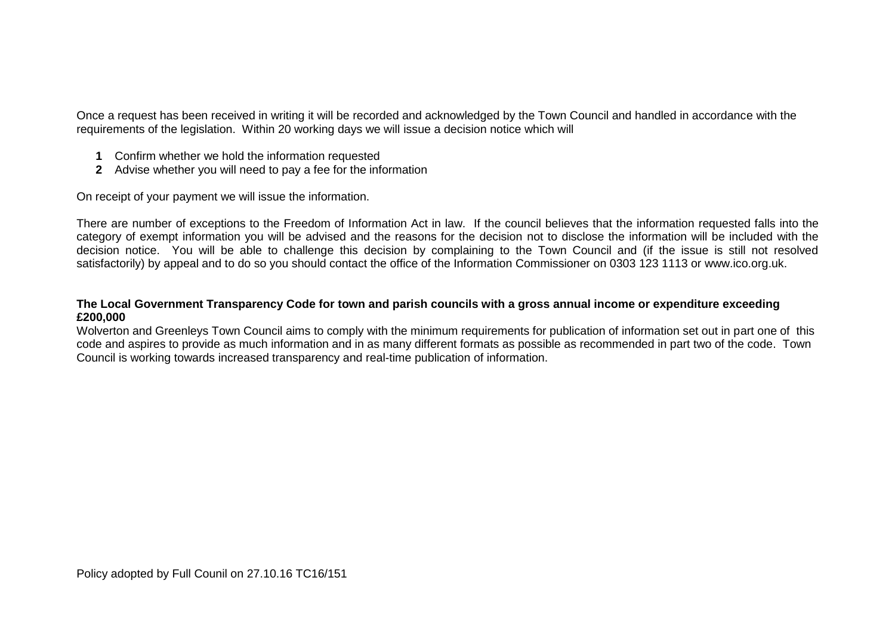Once a request has been received in writing it will be recorded and acknowledged by the Town Council and handled in accordance with the requirements of the legislation. Within 20 working days we will issue a decision notice which will

1. Confirm whether we hold the information requested
2. Advise whether you will need to pay a fee for the information

On receipt of your payment we will issue the information.

There are number of exceptions to the Freedom of Information Act in law. If the council believes that the information requested falls into the category of exempt information you will be advised and the reasons for the decision not to disclose the information will be included with the decision notice. You will be able to challenge this decision by complaining to the Town Council and (if the issue is still not resolved satisfactorily) by appeal and to do so you should contact the office of the Information Commissioner on 0303 123 1113 or www.ico.org.uk.

**The Local Government Transparency Code for town and parish councils with a gross annual income or expenditure exceeding £200,000**

Wolverton and Greenleys Town Council aims to comply with the minimum requirements for publication of information set out in part one of this code and aspires to provide as much information and in as many different formats as possible as recommended in part two of the code. Town Council is working towards increased transparency and real-time publication of information.

Policy adopted by Full Counil on 27.10.16 TC16/151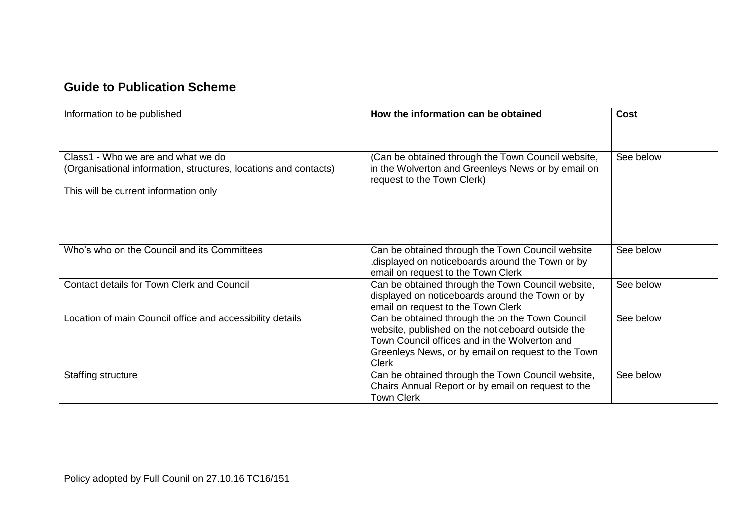## Guide to Publication Scheme

| Information to be published | **How the information can be obtained** | **Cost** |
|---|---|---|
| Class1 - Who we are and what we do<br>(Organisational information, structures, locations and contacts)<br><br>This will be current information only | (Can be obtained through the Town Council website, in the Wolverton and Greenleys News or by email on request to the Town Clerk) | See below |
| Who's who on the Council and its Committees | Can be obtained through the Town Council website .displayed on noticeboards around the Town or by email on request to the Town Clerk | See below |
| Contact details for Town Clerk and Council | Can be obtained through the Town Council website, displayed on noticeboards around the Town or by email on request to the Town Clerk | See below |
| Location of main Council office and accessibility details | Can be obtained through the on the Town Council website, published on the noticeboard outside the Town Council offices and in the Wolverton and Greenleys News, or by email on request to the Town Clerk | See below |
| Staffing structure | Can be obtained through the Town Council website, Chairs Annual Report or by email on request to the Town Clerk | See below |

Policy adopted by Full Counil on 27.10.16 TC16/151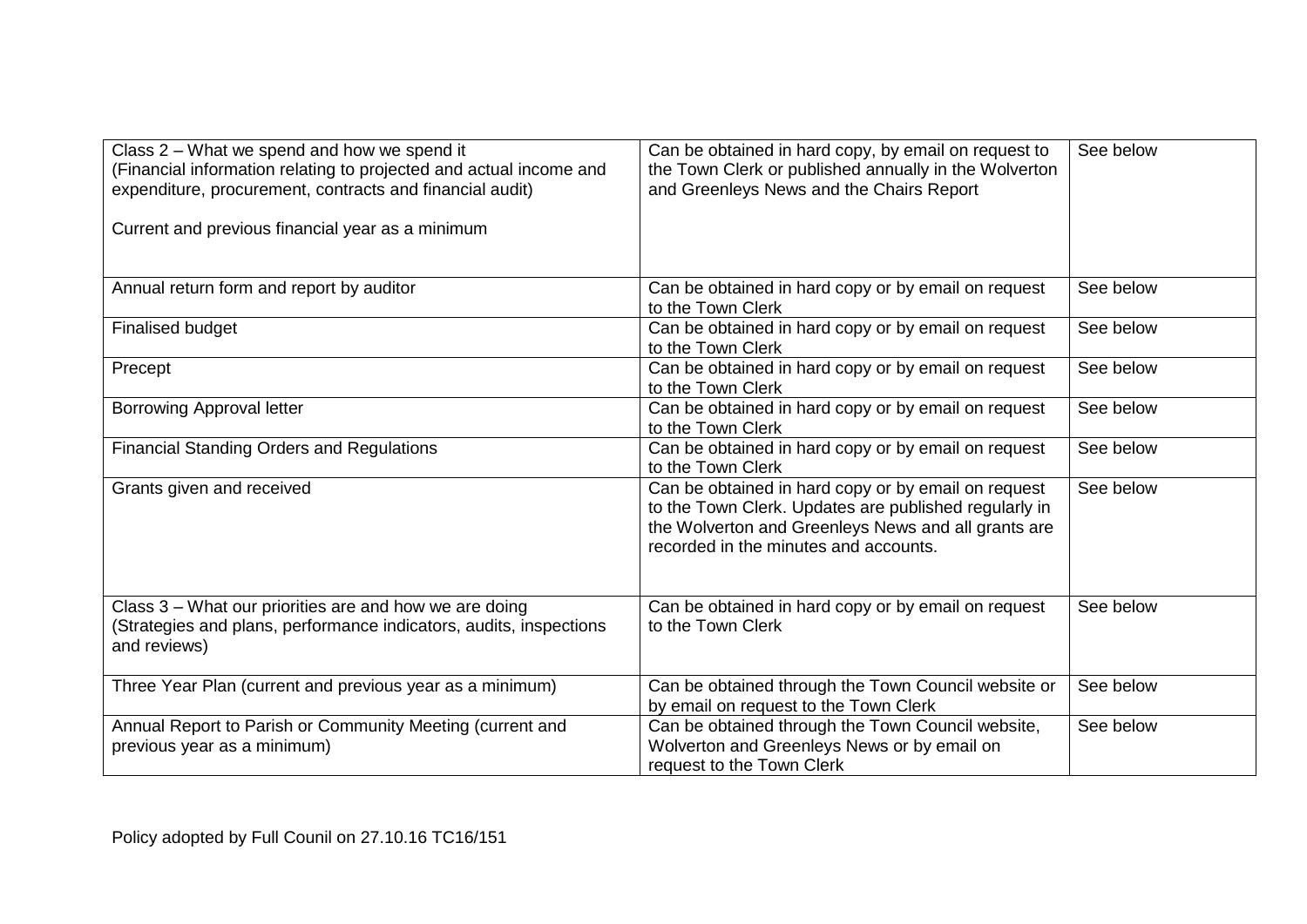| Class 2 – What we spend and how we spend it (Financial information relating to projected and actual income and expenditure, procurement, contracts and financial audit) Current and previous financial year as a minimum | Can be obtained in hard copy, by email on request to the Town Clerk or published annually in the Wolverton and Greenleys News and the Chairs Report | See below |
|---|---|---|
| Annual return form and report by auditor | Can be obtained in hard copy or by email on request to the Town Clerk | See below |
| Finalised budget | Can be obtained in hard copy or by email on request to the Town Clerk | See below |
| Precept | Can be obtained in hard copy or by email on request to the Town Clerk | See below |
| Borrowing Approval letter | Can be obtained in hard copy or by email on request to the Town Clerk | See below |
| Financial Standing Orders and Regulations | Can be obtained in hard copy or by email on request to the Town Clerk | See below |
| Grants given and received | Can be obtained in hard copy or by email on request to the Town Clerk. Updates are published regularly in the Wolverton and Greenleys News and all grants are recorded in the minutes and accounts. | See below |
| Class 3 – What our priorities are and how we are doing (Strategies and plans, performance indicators, audits, inspections and reviews) | Can be obtained in hard copy or by email on request to the Town Clerk | See below |
| Three Year Plan (current and previous year as a minimum) | Can be obtained through the Town Council website or by email on request to the Town Clerk | See below |
| Annual Report to Parish or Community Meeting (current and previous year as a minimum) | Can be obtained through the Town Council website, Wolverton and Greenleys News or by email on request to the Town Clerk | See below |

Policy adopted by Full Counil on 27.10.16 TC16/151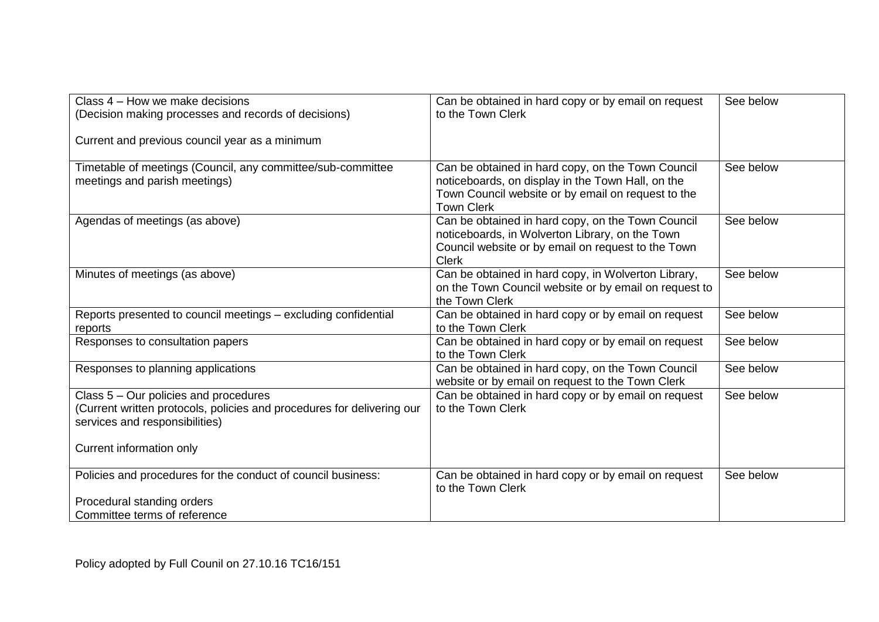| | | |
|---|---|---|
| Class 4 – How we make decisions<br>(Decision making processes and records of decisions)<br><br>Current and previous council year as a minimum | Can be obtained in hard copy or by email on request to the Town Clerk | See below |
| Timetable of meetings (Council, any committee/sub-committee meetings and parish meetings) | Can be obtained in hard copy, on the Town Council noticeboards, on display in the Town Hall, on the Town Council website or by email on request to the Town Clerk | See below |
| Agendas of meetings (as above) | Can be obtained in hard copy, on the Town Council noticeboards, in Wolverton Library, on the Town Council website or by email on request to the Town Clerk | See below |
| Minutes of meetings (as above) | Can be obtained in hard copy, in Wolverton Library, on the Town Council website or by email on request to the Town Clerk | See below |
| Reports presented to council meetings – excluding confidential reports | Can be obtained in hard copy or by email on request to the Town Clerk | See below |
| Responses to consultation papers | Can be obtained in hard copy or by email on request to the Town Clerk | See below |
| Responses to planning applications | Can be obtained in hard copy, on the Town Council website or by email on request to the Town Clerk | See below |
| Class 5 – Our policies and procedures<br>(Current written protocols, policies and procedures for delivering our services and responsibilities)<br><br>Current information only | Can be obtained in hard copy or by email on request to the Town Clerk | See below |
| Policies and procedures for the conduct of council business:<br><br>Procedural standing orders<br>Committee terms of reference | Can be obtained in hard copy or by email on request to the Town Clerk | See below |

Policy adopted by Full Counil on 27.10.16 TC16/151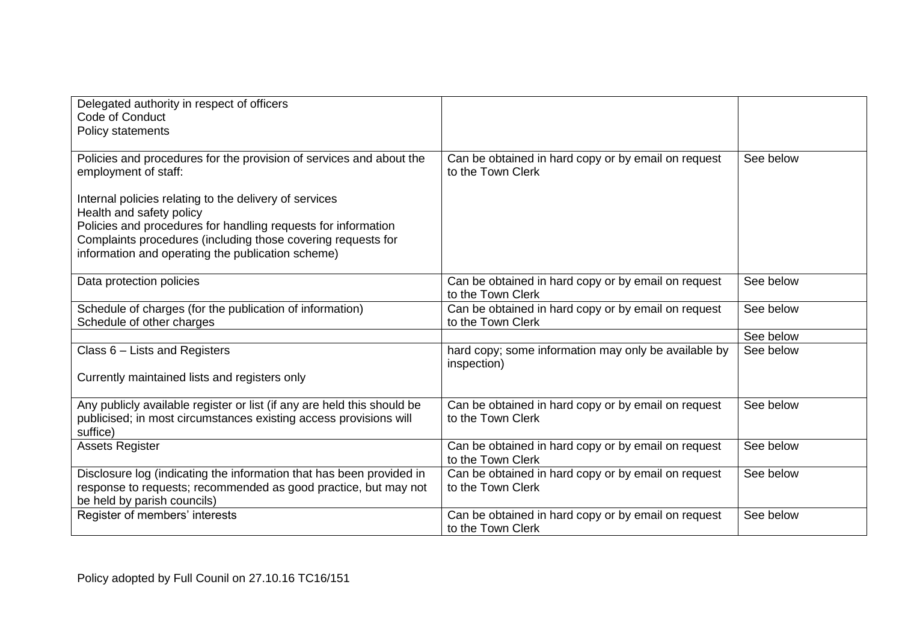| | | |
|---|---|---|
| Delegated authority in respect of officers<br>Code of Conduct<br>Policy statements | | |
| Policies and procedures for the provision of services and about the employment of staff:<br><br>Internal policies relating to the delivery of services<br>Health and safety policy<br>Policies and procedures for handling requests for information<br>Complaints procedures (including those covering requests for information and operating the publication scheme) | Can be obtained in hard copy or by email on request to the Town Clerk | See below |
| Data protection policies | Can be obtained in hard copy or by email on request to the Town Clerk | See below |
| Schedule of charges (for the publication of information)<br>Schedule of other charges | Can be obtained in hard copy or by email on request to the Town Clerk | See below |
| | | See below |
| Class 6 – Lists and Registers<br><br>Currently maintained lists and registers only | hard copy; some information may only be available by inspection) | See below |
| Any publicly available register or list (if any are held this should be publicised; in most circumstances existing access provisions will suffice) | Can be obtained in hard copy or by email on request to the Town Clerk | See below |
| Assets Register | Can be obtained in hard copy or by email on request to the Town Clerk | See below |
| Disclosure log (indicating the information that has been provided in response to requests; recommended as good practice, but may not be held by parish councils) | Can be obtained in hard copy or by email on request to the Town Clerk | See below |
| Register of members' interests | Can be obtained in hard copy or by email on request to the Town Clerk | See below |

Policy adopted by Full Counil on 27.10.16 TC16/151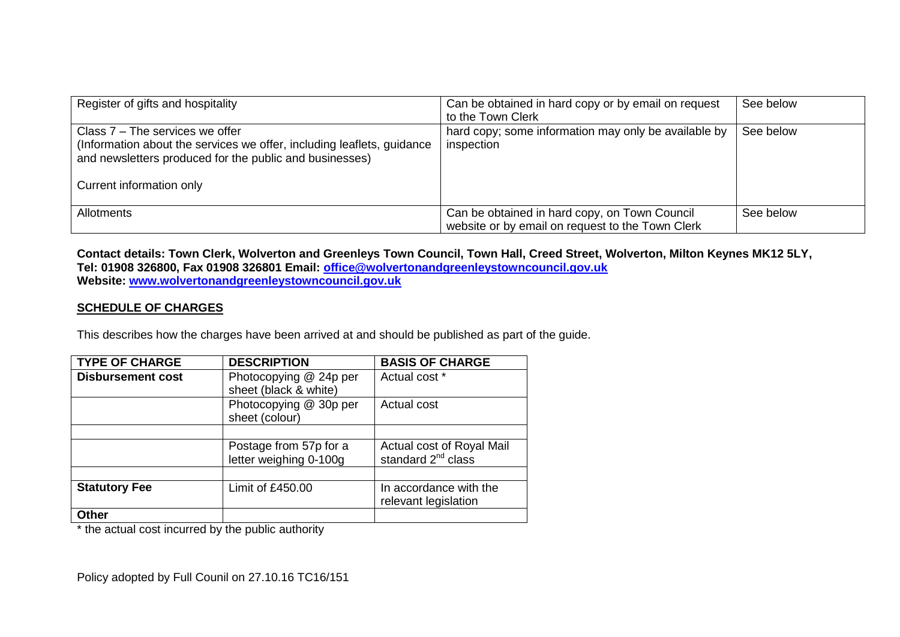| | | |
|---|---|---|
| Register of gifts and hospitality | Can be obtained in hard copy or by email on request to the Town Clerk | See below |
| Class 7 – The services we offer<br>(Information about the services we offer, including leaflets, guidance and newsletters produced for the public and businesses)<br><br>Current information only | hard copy; some information may only be available by inspection | See below |
| Allotments | Can be obtained in hard copy, on Town Council website or by email on request to the Town Clerk | See below |

**Contact details: Town Clerk, Wolverton and Greenleys Town Council, Town Hall, Creed Street, Wolverton, Milton Keynes MK12 5LY, Tel: 01908 326800, Fax 01908 326801 Email: office@wolvertonandgreenleystowncouncil.gov.uk**
**Website: www.wolvertonandgreenleystowncouncil.gov.uk**

## SCHEDULE OF CHARGES

This describes how the charges have been arrived at and should be published as part of the guide.

| TYPE OF CHARGE | DESCRIPTION | BASIS OF CHARGE |
|---|---|---|
| **Disbursement cost** | Photocopying @ 24p per sheet (black & white) | Actual cost * |
| | Photocopying @ 30p per sheet (colour) | Actual cost |
| | | |
| | Postage from 57p for a letter weighing 0-100g | Actual cost of Royal Mail standard 2nd class |
| | | |
| **Statutory Fee** | Limit of £450.00 | In accordance with the relevant legislation |
| **Other** | | |

\* the actual cost incurred by the public authority

Policy adopted by Full Counil on 27.10.16 TC16/151